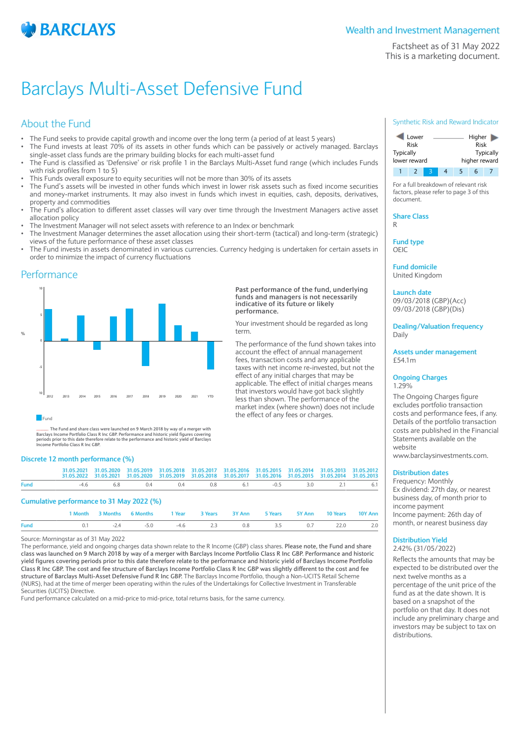# Barclays Multi-Asset Defensive Fund

Wealth and Investment Management

Factsheet as of 31 May 2022
This is a marketing document.

## About the Fund

- The Fund seeks to provide capital growth and income over the long term (a period of at least 5 years)
- The Fund invests at least 70% of its assets in other funds which can be passively or actively managed. Barclays single-asset class funds are the primary building blocks for each multi-asset fund
- The Fund is classified as 'Defensive' or risk profile 1 in the Barclays Multi-Asset fund range (which includes Funds with risk profiles from 1 to 5)
- This Funds overall exposure to equity securities will not be more than 30% of its assets
- The Fund's assets will be invested in other funds which invest in lower risk assets such as fixed income securities and money-market instruments. It may also invest in funds which invest in equities, cash, deposits, derivatives, property and commodities
- The Fund's allocation to different asset classes will vary over time through the Investment Managers active asset allocation policy
- The Investment Manager will not select assets with reference to an Index or benchmark
- The Investment Manager determines the asset allocation using their short-term (tactical) and long-term (strategic) views of the future performance of these asset classes
- The Fund invests in assets denominated in various currencies. Currency hedging is undertaken for certain assets in order to minimize the impact of currency fluctuations

## Performance

Fund

........... The Fund and share class were launched on 9 March 2018 by way of a merger with Barclays Income Portfolio Class R Inc GBP. Performance and historic yield figures covering periods prior to this date therefore relate to the performance and historic yield of Barclays Income Portfolio Class R Inc GBP.

**Past performance of the fund, underlying funds and managers is not necessarily indicative of its future or likely performance.**

Your investment should be regarded as long term.

The performance of the fund shown takes into account the effect of annual management fees, transaction costs and any applicable taxes with net income re-invested, but not the effect of any initial charges that may be applicable. The effect of initial charges means that investors would have got back slightly less than shown. The performance of the market index (where shown) does not include the effect of any fees or charges.

### Discrete 12 month performance (%)

| | 31.05.2021 31.05.2022 | 31.05.2020 31.05.2021 | 31.05.2019 31.05.2020 | 31.05.2018 31.05.2019 | 31.05.2017 31.05.2018 | 31.05.2016 31.05.2017 | 31.05.2015 31.05.2016 | 31.05.2014 31.05.2015 | 31.05.2013 31.05.2014 | 31.05.2012 31.05.2013 |
|---|---|---|---|---|---|---|---|---|---|---|
| Fund | -4.6 | 6.8 | 0.4 | 0.4 | 0.8 | 6.1 | -0.5 | 3.0 | 2.1 | 6.1 |

### Cumulative performance to 31 May 2022 (%)

| | 1 Month | 3 Months | 6 Months | 1 Year | 3 Years | 3Y Ann | 5 Years | 5Y Ann | 10 Years | 10Y Ann |
|---|---|---|---|---|---|---|---|---|---|---|
| Fund | 0.1 | -2.4 | -5.0 | -4.6 | 2.3 | 0.8 | 3.5 | 0.7 | 22.0 | 2.0 |

Source: Morningstar as of 31 May 2022
The performance, yield and ongoing charges data shown relate to the R Income (GBP) class shares. **Please note, the Fund and share class was launched on 9 March 2018 by way of a merger with Barclays Income Portfolio Class R Inc GBP. Performance and historic yield figures covering periods prior to this date therefore relate to the performance and historic yield of Barclays Income Portfolio Class R Inc GBP. The cost and fee structure of Barclays Income Portfolio Class R Inc GBP was slightly different to the cost and fee structure of Barclays Multi-Asset Defensive Fund R Inc GBP.** The Barclays Income Portfolio, though a Non-UCITS Retail Scheme (NURS), had at the time of merger been operating within the rules of the Undertakings for Collective Investment in Transferable Securities (UCITS) Directive.
Fund performance calculated on a mid-price to mid-price, total returns basis, for the same currency.

### Synthetic Risk and Reward Indicator

Lower Risk — Typically lower reward | Higher Risk — Typically higher reward

1 | 2 | **3** | 4 | 5 | 6 | 7

For a full breakdown of relevant risk factors, please refer to page 3 of this document.

**Share Class**
R

**Fund type**
OEIC

**Fund domicile**
United Kingdom

**Launch date**
09/03/2018 (GBP)(Acc)
09/03/2018 (GBP)(Dis)

**Dealing/Valuation frequency**
Daily

**Assets under management**
£54.1m

**Ongoing Charges**
1.29%

The Ongoing Charges figure excludes portfolio transaction costs and performance fees, if any. Details of the portfolio transaction costs are published in the Financial Statements available on the website www.barclaysinvestments.com.

**Distribution dates**
Frequency: Monthly
Ex dividend: 27th day, or nearest business day, of month prior to income payment
Income payment: 26th day of month, or nearest business day

**Distribution Yield**
2.42% (31/05/2022)

Reflects the amounts that may be expected to be distributed over the next twelve months as a percentage of the unit price of the fund as at the date shown. It is based on a snapshot of the portfolio on that day. It does not include any preliminary charge and investors may be subject to tax on distributions.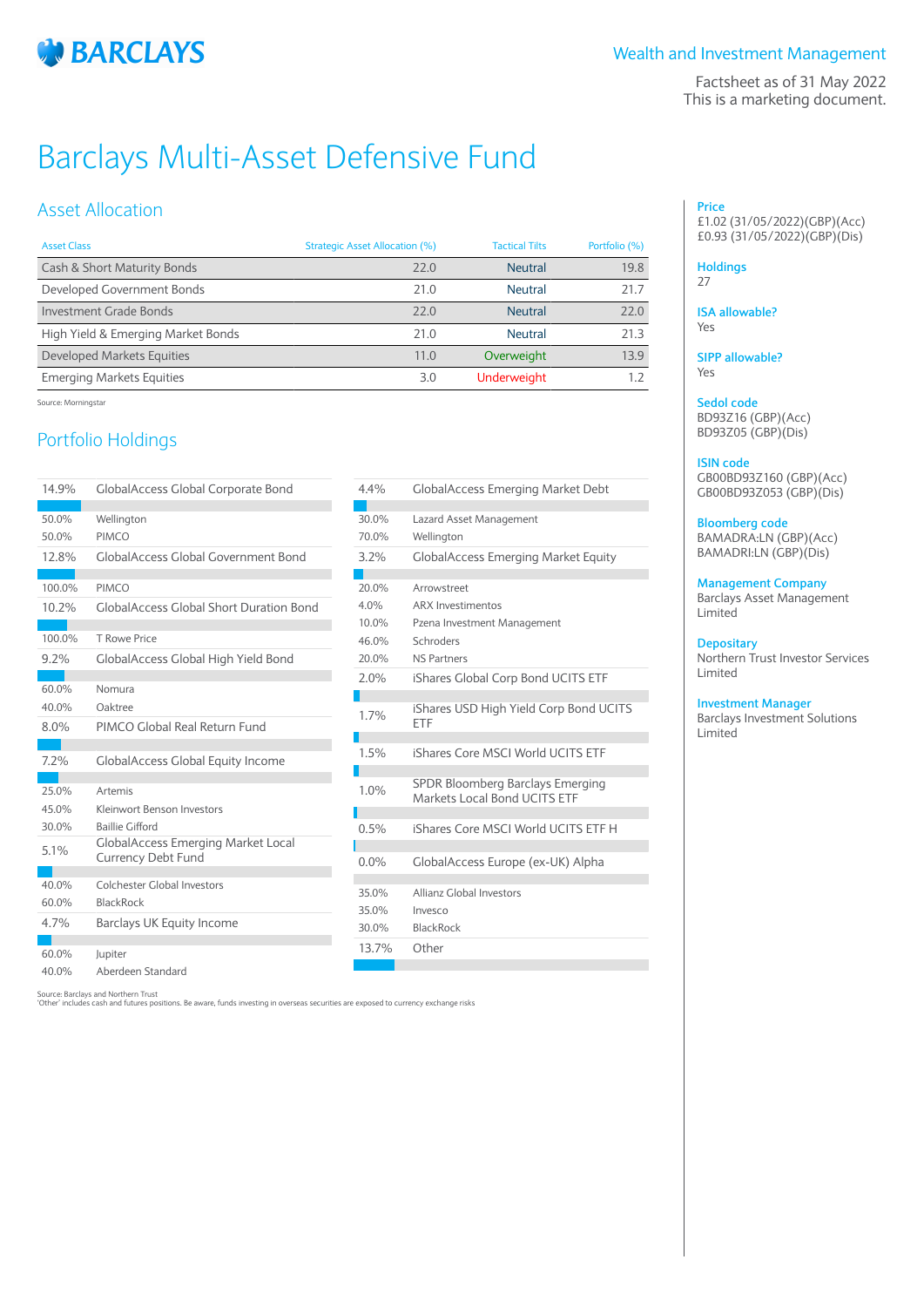Wealth and Investment Management

Factsheet as of 31 May 2022
This is a marketing document.

# Barclays Multi-Asset Defensive Fund

## Asset Allocation

| Asset Class | Strategic Asset Allocation (%) | Tactical Tilts | Portfolio (%) |
|---|---|---|---|
| Cash & Short Maturity Bonds | 22.0 | Neutral | 19.8 |
| Developed Government Bonds | 21.0 | Neutral | 21.7 |
| Investment Grade Bonds | 22.0 | Neutral | 22.0 |
| High Yield & Emerging Market Bonds | 21.0 | Neutral | 21.3 |
| Developed Markets Equities | 11.0 | Overweight | 13.9 |
| Emerging Markets Equities | 3.0 | Underweight | 1.2 |

Source: Morningstar

## Portfolio Holdings

| Weight | Holding |
|---|---|
| 14.9% | GlobalAccess Global Corporate Bond |
| 50.0% | Wellington |
| 50.0% | PIMCO |
| 12.8% | GlobalAccess Global Government Bond |
| 100.0% | PIMCO |
| 10.2% | GlobalAccess Global Short Duration Bond |
| 100.0% | T Rowe Price |
| 9.2% | GlobalAccess Global High Yield Bond |
| 60.0% | Nomura |
| 40.0% | Oaktree |
| 8.0% | PIMCO Global Real Return Fund |
| 7.2% | GlobalAccess Global Equity Income |
| 25.0% | Artemis |
| 45.0% | Kleinwort Benson Investors |
| 30.0% | Baillie Gifford |
| 5.1% | GlobalAccess Emerging Market Local Currency Debt Fund |
| 40.0% | Colchester Global Investors |
| 60.0% | BlackRock |
| 4.7% | Barclays UK Equity Income |
| 60.0% | Jupiter |
| 40.0% | Aberdeen Standard |
| 4.4% | GlobalAccess Emerging Market Debt |
| 30.0% | Lazard Asset Management |
| 70.0% | Wellington |
| 3.2% | GlobalAccess Emerging Market Equity |
| 20.0% | Arrowstreet |
| 4.0% | ARX Investimentos |
| 10.0% | Pzena Investment Management |
| 46.0% | Schroders |
| 20.0% | NS Partners |
| 2.0% | iShares Global Corp Bond UCITS ETF |
| 1.7% | iShares USD High Yield Corp Bond UCITS ETF |
| 1.5% | iShares Core MSCI World UCITS ETF |
| 1.0% | SPDR Bloomberg Barclays Emerging Markets Local Bond UCITS ETF |
| 0.5% | iShares Core MSCI World UCITS ETF H |
| 0.0% | GlobalAccess Europe (ex-UK) Alpha |
| 35.0% | Allianz Global Investors |
| 35.0% | Invesco |
| 30.0% | BlackRock |
| 13.7% | Other |

Source: Barclays and Northern Trust
'Other' includes cash and futures positions. Be aware, funds investing in overseas securities are exposed to currency exchange risks

**Price**
£1.02 (31/05/2022)(GBP)(Acc)
£0.93 (31/05/2022)(GBP)(Dis)

**Holdings**
27

**ISA allowable?**
Yes

**SIPP allowable?**
Yes

**Sedol code**
BD93Z16 (GBP)(Acc)
BD93Z05 (GBP)(Dis)

**ISIN code**
GB00BD93Z160 (GBP)(Acc)
GB00BD93Z053 (GBP)(Dis)

**Bloomberg code**
BAMADRA:LN (GBP)(Acc)
BAMADRI:LN (GBP)(Dis)

**Management Company**
Barclays Asset Management Limited

**Depositary**
Northern Trust Investor Services Limited

**Investment Manager**
Barclays Investment Solutions Limited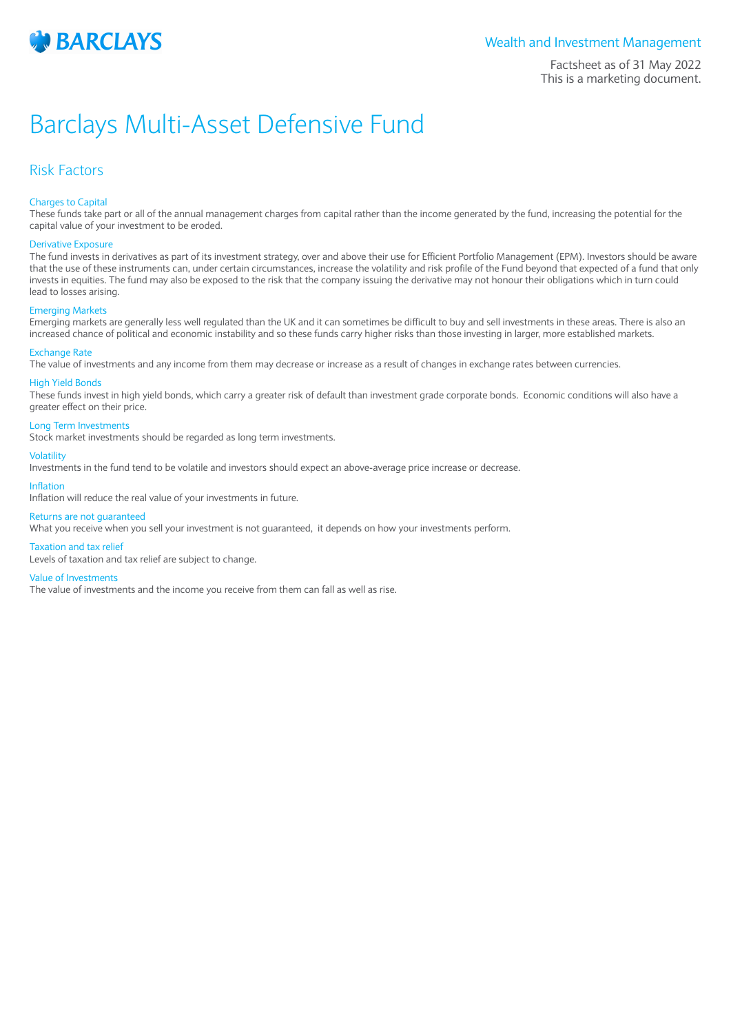# Barclays Multi-Asset Defensive Fund

## Risk Factors

### Charges to Capital

These funds take part or all of the annual management charges from capital rather than the income generated by the fund, increasing the potential for the capital value of your investment to be eroded.

### Derivative Exposure

The fund invests in derivatives as part of its investment strategy, over and above their use for Efficient Portfolio Management (EPM). Investors should be aware that the use of these instruments can, under certain circumstances, increase the volatility and risk profile of the Fund beyond that expected of a fund that only invests in equities. The fund may also be exposed to the risk that the company issuing the derivative may not honour their obligations which in turn could lead to losses arising.

### Emerging Markets

Emerging markets are generally less well regulated than the UK and it can sometimes be difficult to buy and sell investments in these areas. There is also an increased chance of political and economic instability and so these funds carry higher risks than those investing in larger, more established markets.

### Exchange Rate

The value of investments and any income from them may decrease or increase as a result of changes in exchange rates between currencies.

### High Yield Bonds

These funds invest in high yield bonds, which carry a greater risk of default than investment grade corporate bonds. Economic conditions will also have a greater effect on their price.

### Long Term Investments

Stock market investments should be regarded as long term investments.

### Volatility

Investments in the fund tend to be volatile and investors should expect an above-average price increase or decrease.

### Inflation

Inflation will reduce the real value of your investments in future.

### Returns are not guaranteed

What you receive when you sell your investment is not guaranteed, it depends on how your investments perform.

### Taxation and tax relief

Levels of taxation and tax relief are subject to change.

### Value of Investments

The value of investments and the income you receive from them can fall as well as rise.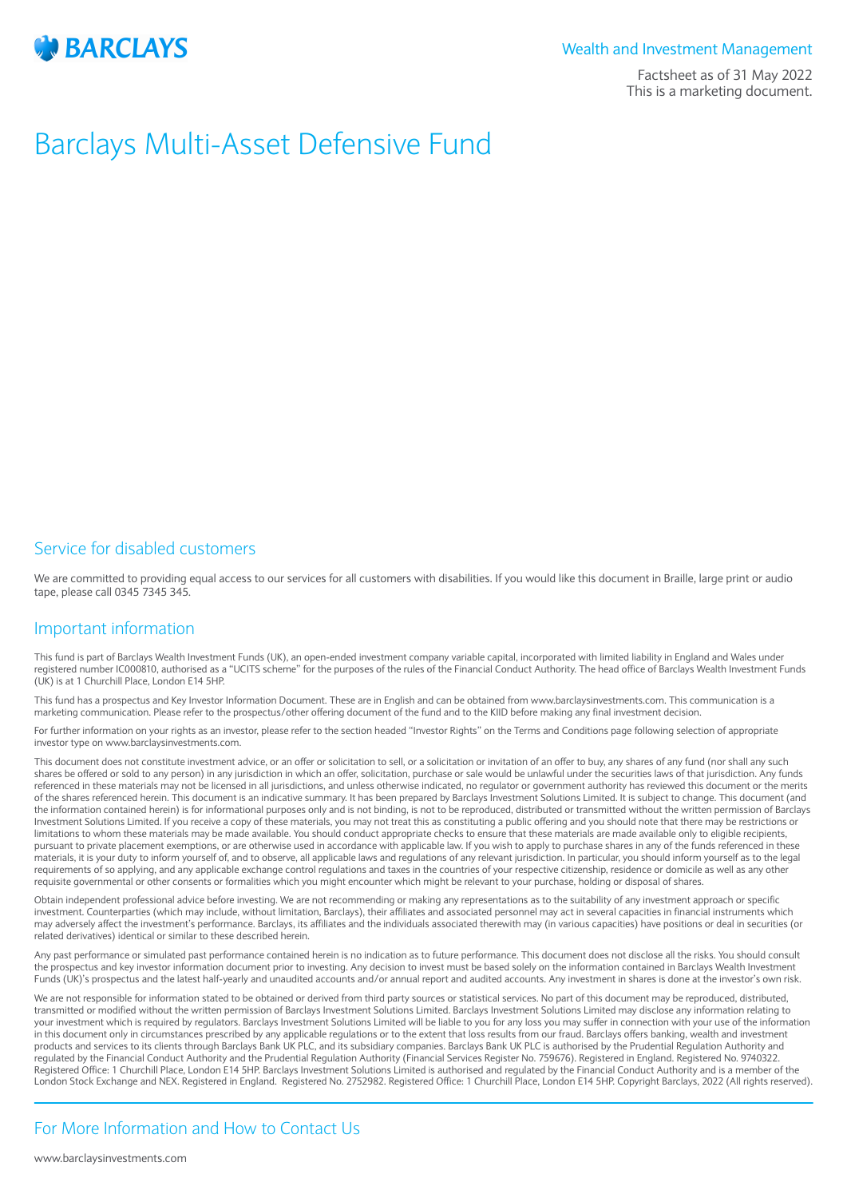Wealth and Investment Management

Factsheet as of 31 May 2022
This is a marketing document.

# Barclays Multi-Asset Defensive Fund

## Service for disabled customers

We are committed to providing equal access to our services for all customers with disabilities. If you would like this document in Braille, large print or audio tape, please call 0345 7345 345.

## Important information

This fund is part of Barclays Wealth Investment Funds (UK), an open-ended investment company variable capital, incorporated with limited liability in England and Wales under registered number IC000810, authorised as a "UCITS scheme" for the purposes of the rules of the Financial Conduct Authority. The head office of Barclays Wealth Investment Funds (UK) is at 1 Churchill Place, London E14 5HP.

This fund has a prospectus and Key Investor Information Document. These are in English and can be obtained from www.barclaysinvestments.com. This communication is a marketing communication. Please refer to the prospectus/other offering document of the fund and to the KIID before making any final investment decision.

For further information on your rights as an investor, please refer to the section headed "Investor Rights" on the Terms and Conditions page following selection of appropriate investor type on www.barclaysinvestments.com.

This document does not constitute investment advice, or an offer or solicitation to sell, or a solicitation or invitation of an offer to buy, any shares of any fund (nor shall any such shares be offered or sold to any person) in any jurisdiction in which an offer, solicitation, purchase or sale would be unlawful under the securities laws of that jurisdiction. Any funds referenced in these materials may not be licensed in all jurisdictions, and unless otherwise indicated, no regulator or government authority has reviewed this document or the merits of the shares referenced herein. This document is an indicative summary. It has been prepared by Barclays Investment Solutions Limited. It is subject to change. This document (and the information contained herein) is for informational purposes only and is not binding, is not to be reproduced, distributed or transmitted without the written permission of Barclays Investment Solutions Limited. If you receive a copy of these materials, you may not treat this as constituting a public offering and you should note that there may be restrictions or limitations to whom these materials may be made available. You should conduct appropriate checks to ensure that these materials are made available only to eligible recipients, pursuant to private placement exemptions, or are otherwise used in accordance with applicable law. If you wish to apply to purchase shares in any of the funds referenced in these materials, it is your duty to inform yourself of, and to observe, all applicable laws and regulations of any relevant jurisdiction. In particular, you should inform yourself as to the legal requirements of so applying, and any applicable exchange control regulations and taxes in the countries of your respective citizenship, residence or domicile as well as any other requisite governmental or other consents or formalities which you might encounter which might be relevant to your purchase, holding or disposal of shares.

Obtain independent professional advice before investing. We are not recommending or making any representations as to the suitability of any investment approach or specific investment. Counterparties (which may include, without limitation, Barclays), their affiliates and associated personnel may act in several capacities in financial instruments which may adversely affect the investment's performance. Barclays, its affiliates and the individuals associated therewith may (in various capacities) have positions or deal in securities (or related derivatives) identical or similar to these described herein.

Any past performance or simulated past performance contained herein is no indication as to future performance. This document does not disclose all the risks. You should consult the prospectus and key investor information document prior to investing. Any decision to invest must be based solely on the information contained in Barclays Wealth Investment Funds (UK)'s prospectus and the latest half-yearly and unaudited accounts and/or annual report and audited accounts. Any investment in shares is done at the investor's own risk.

We are not responsible for information stated to be obtained or derived from third party sources or statistical services. No part of this document may be reproduced, distributed, transmitted or modified without the written permission of Barclays Investment Solutions Limited. Barclays Investment Solutions Limited may disclose any information relating to your investment which is required by regulators. Barclays Investment Solutions Limited will be liable to you for any loss you may suffer in connection with your use of the information in this document only in circumstances prescribed by any applicable regulations or to the extent that loss results from our fraud. Barclays offers banking, wealth and investment products and services to its clients through Barclays Bank UK PLC, and its subsidiary companies. Barclays Bank UK PLC is authorised by the Prudential Regulation Authority and regulated by the Financial Conduct Authority and the Prudential Regulation Authority (Financial Services Register No. 759676). Registered in England. Registered No. 9740322. Registered Office: 1 Churchill Place, London E14 5HP. Barclays Investment Solutions Limited is authorised and regulated by the Financial Conduct Authority and is a member of the London Stock Exchange and NEX. Registered in England. Registered No. 2752982. Registered Office: 1 Churchill Place, London E14 5HP. Copyright Barclays, 2022 (All rights reserved).

## For More Information and How to Contact Us

www.barclaysinvestments.com